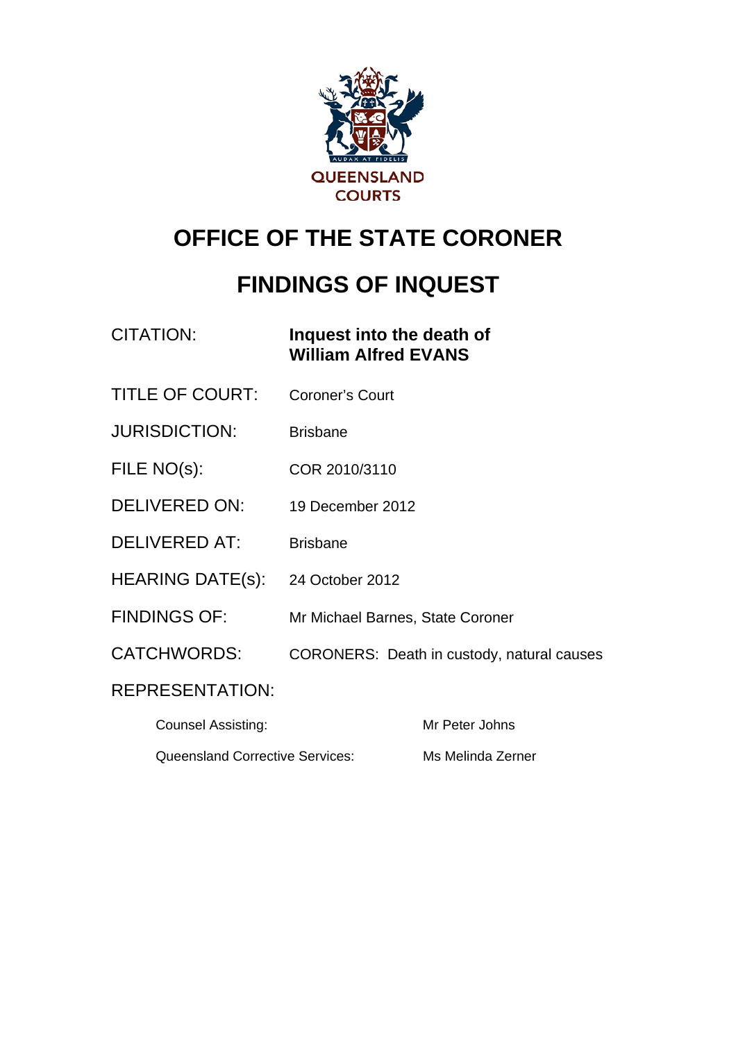QUEENSLAND COURTS

# OFFICE OF THE STATE CORONER

# FINDINGS OF INQUEST

| | |
|---|---|
| CITATION: | **Inquest into the death of William Alfred EVANS** |
| TITLE OF COURT: | Coroner's Court |
| JURISDICTION: | Brisbane |
| FILE NO(s): | COR 2010/3110 |
| DELIVERED ON: | 19 December 2012 |
| DELIVERED AT: | Brisbane |
| HEARING DATE(s): | 24 October 2012 |
| FINDINGS OF: | Mr Michael Barnes, State Coroner |
| CATCHWORDS: | CORONERS: Death in custody, natural causes |

REPRESENTATION:

| | |
|---|---|
| Counsel Assisting: | Mr Peter Johns |
| Queensland Corrective Services: | Ms Melinda Zerner |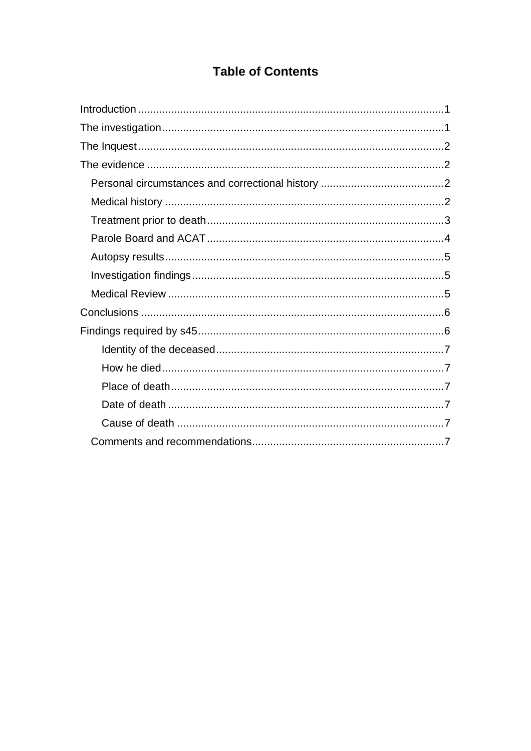# Table of Contents

- Introduction ..... 1
- The investigation ..... 1
- The Inquest ..... 2
- The evidence ..... 2
  - Personal circumstances and correctional history ..... 2
  - Medical history ..... 2
  - Treatment prior to death ..... 3
  - Parole Board and ACAT ..... 4
  - Autopsy results ..... 5
  - Investigation findings ..... 5
  - Medical Review ..... 5
- Conclusions ..... 6
- Findings required by s45 ..... 6
    - Identity of the deceased ..... 7
    - How he died ..... 7
    - Place of death ..... 7
    - Date of death ..... 7
    - Cause of death ..... 7
  - Comments and recommendations ..... 7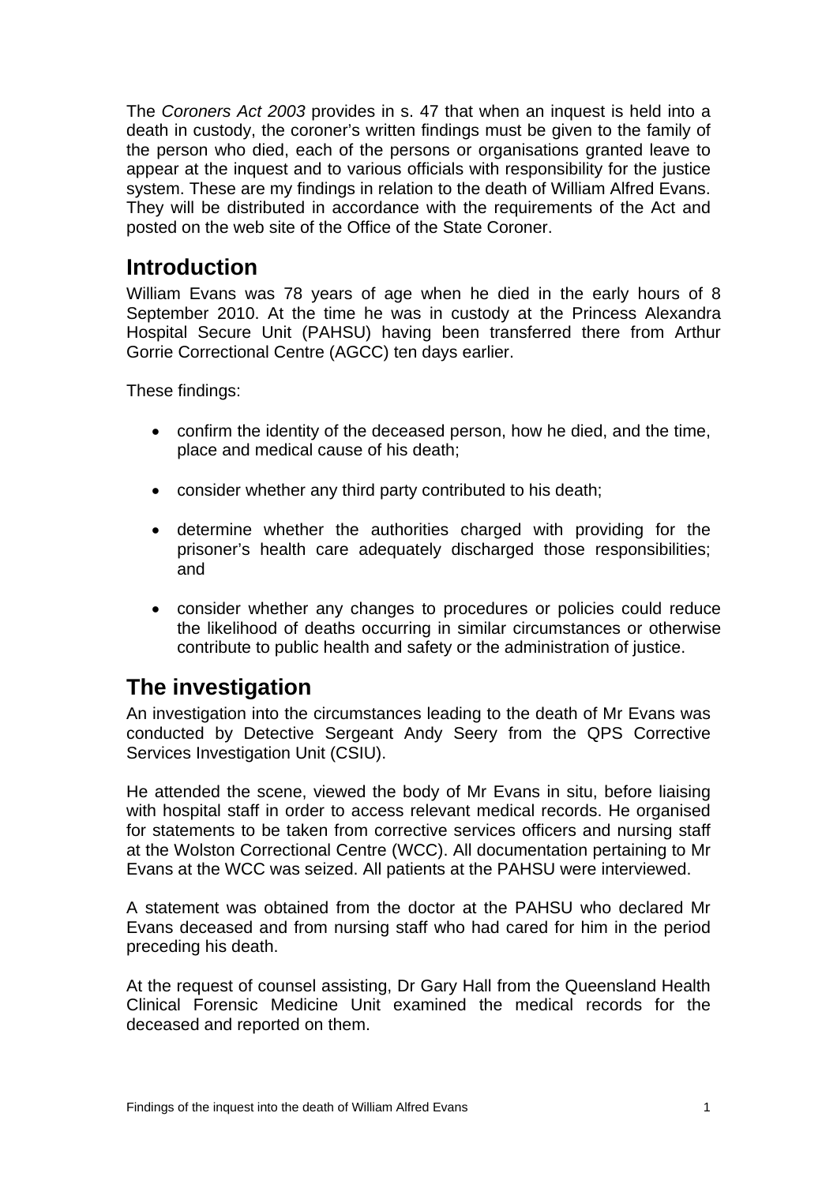The *Coroners Act 2003* provides in s. 47 that when an inquest is held into a death in custody, the coroner's written findings must be given to the family of the person who died, each of the persons or organisations granted leave to appear at the inquest and to various officials with responsibility for the justice system. These are my findings in relation to the death of William Alfred Evans. They will be distributed in accordance with the requirements of the Act and posted on the web site of the Office of the State Coroner.

## Introduction

William Evans was 78 years of age when he died in the early hours of 8 September 2010. At the time he was in custody at the Princess Alexandra Hospital Secure Unit (PAHSU) having been transferred there from Arthur Gorrie Correctional Centre (AGCC) ten days earlier.

These findings:

- confirm the identity of the deceased person, how he died, and the time, place and medical cause of his death;
- consider whether any third party contributed to his death;
- determine whether the authorities charged with providing for the prisoner's health care adequately discharged those responsibilities; and
- consider whether any changes to procedures or policies could reduce the likelihood of deaths occurring in similar circumstances or otherwise contribute to public health and safety or the administration of justice.

## The investigation

An investigation into the circumstances leading to the death of Mr Evans was conducted by Detective Sergeant Andy Seery from the QPS Corrective Services Investigation Unit (CSIU).

He attended the scene, viewed the body of Mr Evans in situ, before liaising with hospital staff in order to access relevant medical records. He organised for statements to be taken from corrective services officers and nursing staff at the Wolston Correctional Centre (WCC). All documentation pertaining to Mr Evans at the WCC was seized. All patients at the PAHSU were interviewed.

A statement was obtained from the doctor at the PAHSU who declared Mr Evans deceased and from nursing staff who had cared for him in the period preceding his death.

At the request of counsel assisting, Dr Gary Hall from the Queensland Health Clinical Forensic Medicine Unit examined the medical records for the deceased and reported on them.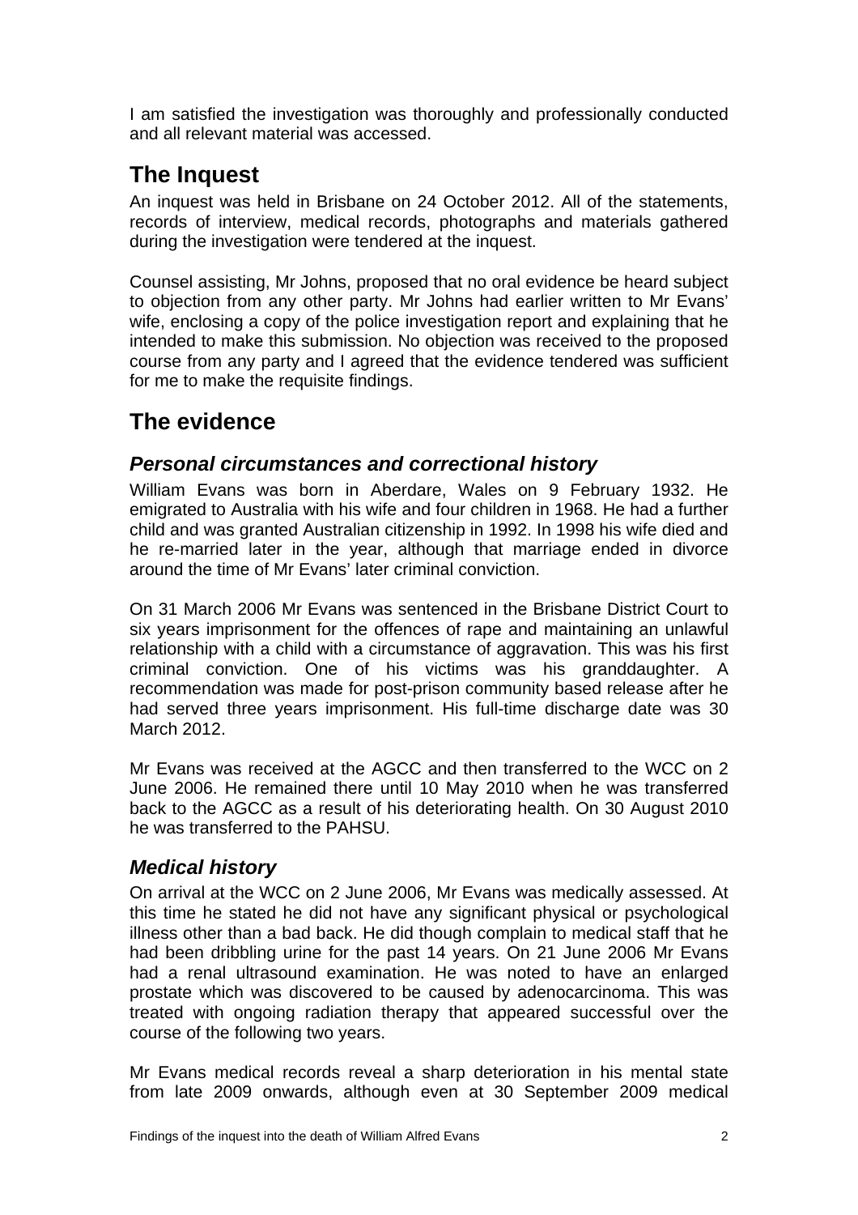I am satisfied the investigation was thoroughly and professionally conducted and all relevant material was accessed.

## The Inquest

An inquest was held in Brisbane on 24 October 2012. All of the statements, records of interview, medical records, photographs and materials gathered during the investigation were tendered at the inquest.

Counsel assisting, Mr Johns, proposed that no oral evidence be heard subject to objection from any other party. Mr Johns had earlier written to Mr Evans' wife, enclosing a copy of the police investigation report and explaining that he intended to make this submission. No objection was received to the proposed course from any party and I agreed that the evidence tendered was sufficient for me to make the requisite findings.

## The evidence

### *Personal circumstances and correctional history*

William Evans was born in Aberdare, Wales on 9 February 1932. He emigrated to Australia with his wife and four children in 1968. He had a further child and was granted Australian citizenship in 1992. In 1998 his wife died and he re-married later in the year, although that marriage ended in divorce around the time of Mr Evans' later criminal conviction.

On 31 March 2006 Mr Evans was sentenced in the Brisbane District Court to six years imprisonment for the offences of rape and maintaining an unlawful relationship with a child with a circumstance of aggravation. This was his first criminal conviction. One of his victims was his granddaughter. A recommendation was made for post-prison community based release after he had served three years imprisonment. His full-time discharge date was 30 March 2012.

Mr Evans was received at the AGCC and then transferred to the WCC on 2 June 2006. He remained there until 10 May 2010 when he was transferred back to the AGCC as a result of his deteriorating health. On 30 August 2010 he was transferred to the PAHSU.

### *Medical history*

On arrival at the WCC on 2 June 2006, Mr Evans was medically assessed. At this time he stated he did not have any significant physical or psychological illness other than a bad back. He did though complain to medical staff that he had been dribbling urine for the past 14 years. On 21 June 2006 Mr Evans had a renal ultrasound examination. He was noted to have an enlarged prostate which was discovered to be caused by adenocarcinoma. This was treated with ongoing radiation therapy that appeared successful over the course of the following two years.

Mr Evans medical records reveal a sharp deterioration in his mental state from late 2009 onwards, although even at 30 September 2009 medical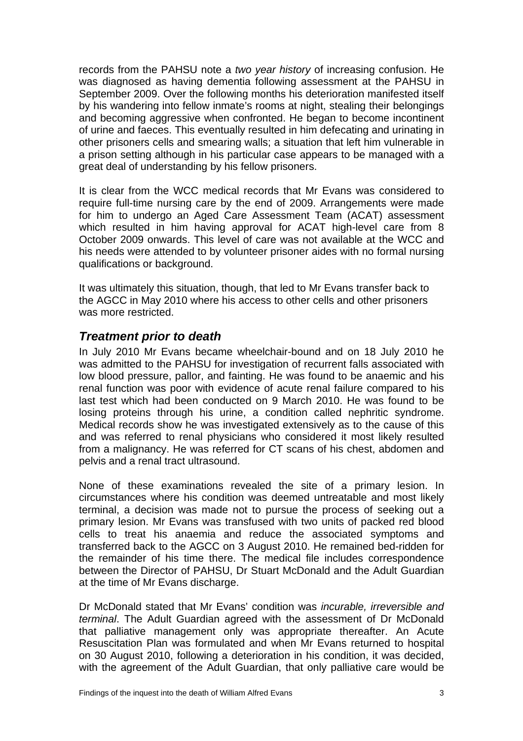records from the PAHSU note a *two year history* of increasing confusion. He was diagnosed as having dementia following assessment at the PAHSU in September 2009. Over the following months his deterioration manifested itself by his wandering into fellow inmate's rooms at night, stealing their belongings and becoming aggressive when confronted. He began to become incontinent of urine and faeces. This eventually resulted in him defecating and urinating in other prisoners cells and smearing walls; a situation that left him vulnerable in a prison setting although in his particular case appears to be managed with a great deal of understanding by his fellow prisoners.

It is clear from the WCC medical records that Mr Evans was considered to require full-time nursing care by the end of 2009. Arrangements were made for him to undergo an Aged Care Assessment Team (ACAT) assessment which resulted in him having approval for ACAT high-level care from 8 October 2009 onwards. This level of care was not available at the WCC and his needs were attended to by volunteer prisoner aides with no formal nursing qualifications or background.

It was ultimately this situation, though, that led to Mr Evans transfer back to the AGCC in May 2010 where his access to other cells and other prisoners was more restricted.

## *Treatment prior to death*

In July 2010 Mr Evans became wheelchair-bound and on 18 July 2010 he was admitted to the PAHSU for investigation of recurrent falls associated with low blood pressure, pallor, and fainting. He was found to be anaemic and his renal function was poor with evidence of acute renal failure compared to his last test which had been conducted on 9 March 2010. He was found to be losing proteins through his urine, a condition called nephritic syndrome. Medical records show he was investigated extensively as to the cause of this and was referred to renal physicians who considered it most likely resulted from a malignancy. He was referred for CT scans of his chest, abdomen and pelvis and a renal tract ultrasound.

None of these examinations revealed the site of a primary lesion. In circumstances where his condition was deemed untreatable and most likely terminal, a decision was made not to pursue the process of seeking out a primary lesion. Mr Evans was transfused with two units of packed red blood cells to treat his anaemia and reduce the associated symptoms and transferred back to the AGCC on 3 August 2010. He remained bed-ridden for the remainder of his time there. The medical file includes correspondence between the Director of PAHSU, Dr Stuart McDonald and the Adult Guardian at the time of Mr Evans discharge.

Dr McDonald stated that Mr Evans' condition was *incurable, irreversible and terminal*. The Adult Guardian agreed with the assessment of Dr McDonald that palliative management only was appropriate thereafter. An Acute Resuscitation Plan was formulated and when Mr Evans returned to hospital on 30 August 2010, following a deterioration in his condition, it was decided, with the agreement of the Adult Guardian, that only palliative care would be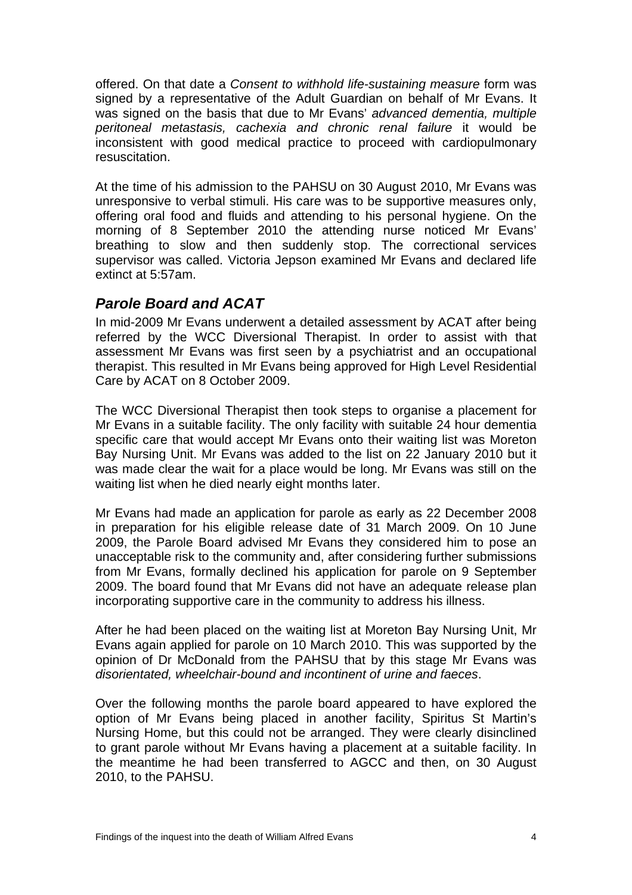offered. On that date a *Consent to withhold life-sustaining measure* form was signed by a representative of the Adult Guardian on behalf of Mr Evans. It was signed on the basis that due to Mr Evans' *advanced dementia, multiple peritoneal metastasis, cachexia and chronic renal failure* it would be inconsistent with good medical practice to proceed with cardiopulmonary resuscitation.

At the time of his admission to the PAHSU on 30 August 2010, Mr Evans was unresponsive to verbal stimuli. His care was to be supportive measures only, offering oral food and fluids and attending to his personal hygiene. On the morning of 8 September 2010 the attending nurse noticed Mr Evans' breathing to slow and then suddenly stop. The correctional services supervisor was called. Victoria Jepson examined Mr Evans and declared life extinct at 5:57am.

## *Parole Board and ACAT*

In mid-2009 Mr Evans underwent a detailed assessment by ACAT after being referred by the WCC Diversional Therapist. In order to assist with that assessment Mr Evans was first seen by a psychiatrist and an occupational therapist. This resulted in Mr Evans being approved for High Level Residential Care by ACAT on 8 October 2009.

The WCC Diversional Therapist then took steps to organise a placement for Mr Evans in a suitable facility. The only facility with suitable 24 hour dementia specific care that would accept Mr Evans onto their waiting list was Moreton Bay Nursing Unit. Mr Evans was added to the list on 22 January 2010 but it was made clear the wait for a place would be long. Mr Evans was still on the waiting list when he died nearly eight months later.

Mr Evans had made an application for parole as early as 22 December 2008 in preparation for his eligible release date of 31 March 2009. On 10 June 2009, the Parole Board advised Mr Evans they considered him to pose an unacceptable risk to the community and, after considering further submissions from Mr Evans, formally declined his application for parole on 9 September 2009. The board found that Mr Evans did not have an adequate release plan incorporating supportive care in the community to address his illness.

After he had been placed on the waiting list at Moreton Bay Nursing Unit, Mr Evans again applied for parole on 10 March 2010. This was supported by the opinion of Dr McDonald from the PAHSU that by this stage Mr Evans was *disorientated, wheelchair-bound and incontinent of urine and faeces*.

Over the following months the parole board appeared to have explored the option of Mr Evans being placed in another facility, Spiritus St Martin's Nursing Home, but this could not be arranged. They were clearly disinclined to grant parole without Mr Evans having a placement at a suitable facility. In the meantime he had been transferred to AGCC and then, on 30 August 2010, to the PAHSU.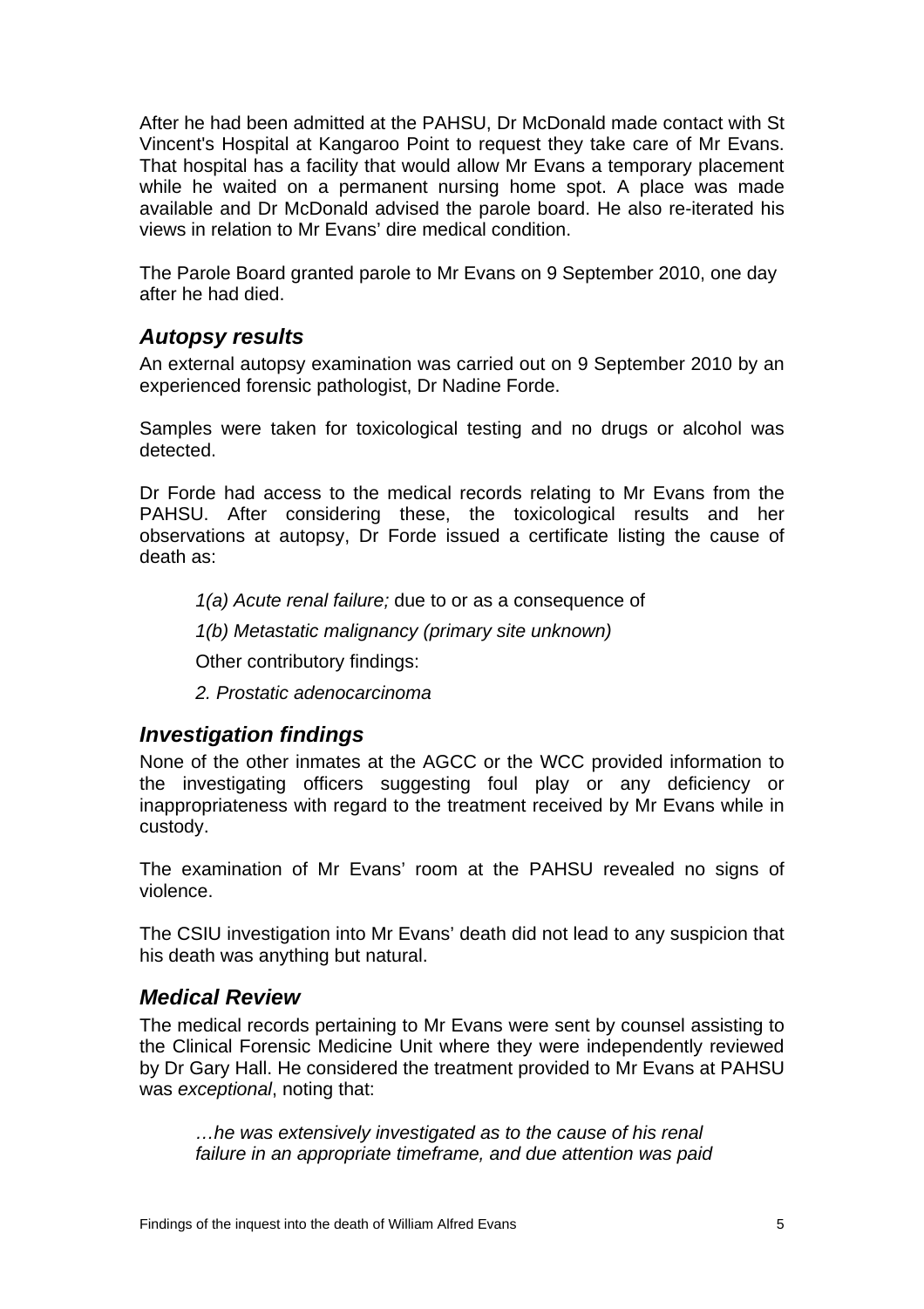After he had been admitted at the PAHSU, Dr McDonald made contact with St Vincent's Hospital at Kangaroo Point to request they take care of Mr Evans. That hospital has a facility that would allow Mr Evans a temporary placement while he waited on a permanent nursing home spot. A place was made available and Dr McDonald advised the parole board. He also re-iterated his views in relation to Mr Evans' dire medical condition.

The Parole Board granted parole to Mr Evans on 9 September 2010, one day after he had died.

## *Autopsy results*

An external autopsy examination was carried out on 9 September 2010 by an experienced forensic pathologist, Dr Nadine Forde.

Samples were taken for toxicological testing and no drugs or alcohol was detected.

Dr Forde had access to the medical records relating to Mr Evans from the PAHSU. After considering these, the toxicological results and her observations at autopsy, Dr Forde issued a certificate listing the cause of death as:

> *1(a) Acute renal failure;* due to or as a consequence of
>
> *1(b) Metastatic malignancy (primary site unknown)*
>
> Other contributory findings:
>
> *2. Prostatic adenocarcinoma*

## *Investigation findings*

None of the other inmates at the AGCC or the WCC provided information to the investigating officers suggesting foul play or any deficiency or inappropriateness with regard to the treatment received by Mr Evans while in custody.

The examination of Mr Evans' room at the PAHSU revealed no signs of violence.

The CSIU investigation into Mr Evans' death did not lead to any suspicion that his death was anything but natural.

## *Medical Review*

The medical records pertaining to Mr Evans were sent by counsel assisting to the Clinical Forensic Medicine Unit where they were independently reviewed by Dr Gary Hall. He considered the treatment provided to Mr Evans at PAHSU was *exceptional*, noting that:

> *…he was extensively investigated as to the cause of his renal failure in an appropriate timeframe, and due attention was paid*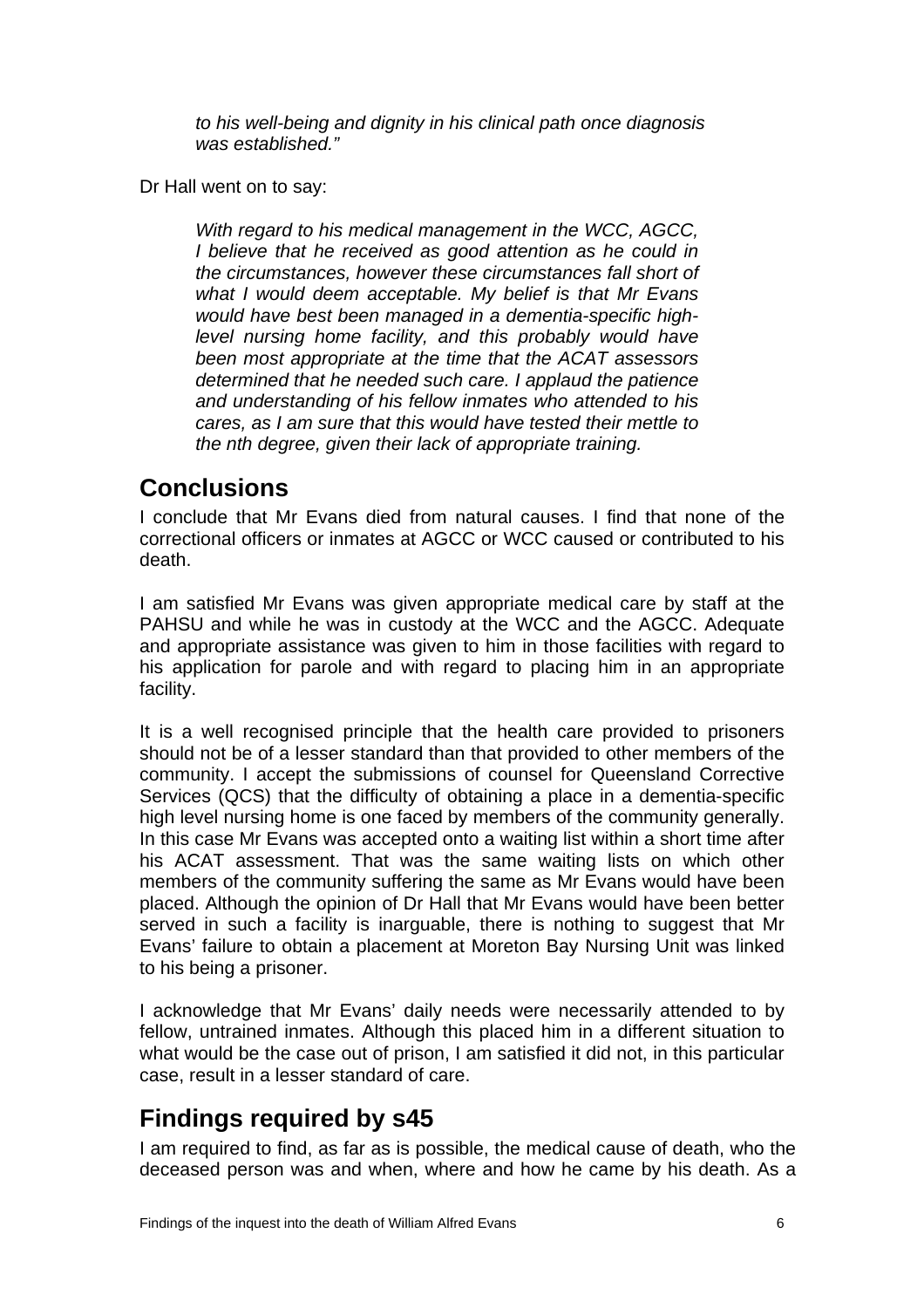> *to his well-being and dignity in his clinical path once diagnosis was established."*

Dr Hall went on to say:

> *With regard to his medical management in the WCC, AGCC, I believe that he received as good attention as he could in the circumstances, however these circumstances fall short of what I would deem acceptable. My belief is that Mr Evans would have best been managed in a dementia-specific high-level nursing home facility, and this probably would have been most appropriate at the time that the ACAT assessors determined that he needed such care. I applaud the patience and understanding of his fellow inmates who attended to his cares, as I am sure that this would have tested their mettle to the nth degree, given their lack of appropriate training.*

## Conclusions

I conclude that Mr Evans died from natural causes. I find that none of the correctional officers or inmates at AGCC or WCC caused or contributed to his death.

I am satisfied Mr Evans was given appropriate medical care by staff at the PAHSU and while he was in custody at the WCC and the AGCC. Adequate and appropriate assistance was given to him in those facilities with regard to his application for parole and with regard to placing him in an appropriate facility.

It is a well recognised principle that the health care provided to prisoners should not be of a lesser standard than that provided to other members of the community. I accept the submissions of counsel for Queensland Corrective Services (QCS) that the difficulty of obtaining a place in a dementia-specific high level nursing home is one faced by members of the community generally. In this case Mr Evans was accepted onto a waiting list within a short time after his ACAT assessment. That was the same waiting lists on which other members of the community suffering the same as Mr Evans would have been placed. Although the opinion of Dr Hall that Mr Evans would have been better served in such a facility is inarguable, there is nothing to suggest that Mr Evans' failure to obtain a placement at Moreton Bay Nursing Unit was linked to his being a prisoner.

I acknowledge that Mr Evans' daily needs were necessarily attended to by fellow, untrained inmates. Although this placed him in a different situation to what would be the case out of prison, I am satisfied it did not, in this particular case, result in a lesser standard of care.

## Findings required by s45

I am required to find, as far as is possible, the medical cause of death, who the deceased person was and when, where and how he came by his death. As a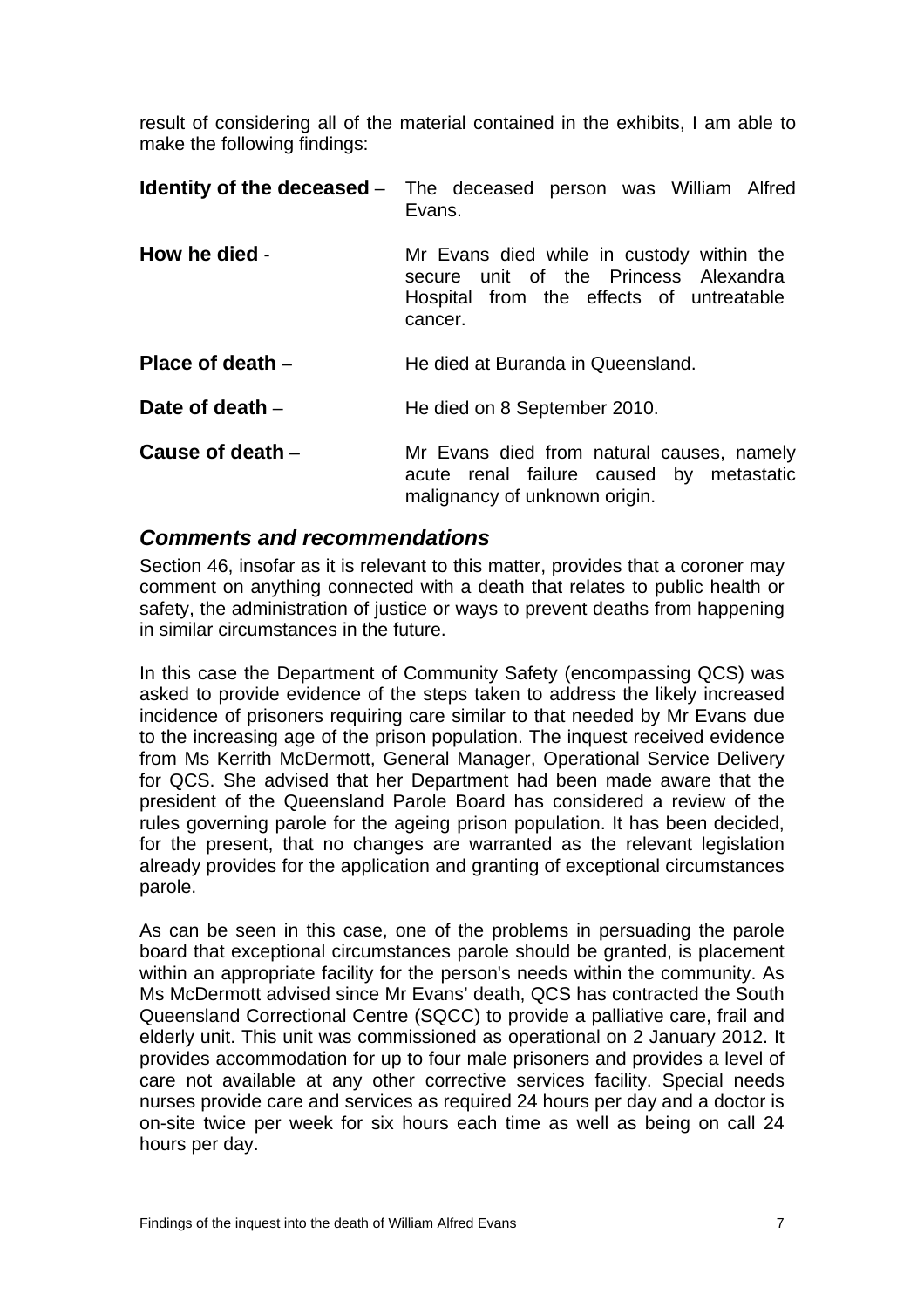result of considering all of the material contained in the exhibits, I am able to make the following findings:

**Identity of the deceased** – The deceased person was William Alfred Evans.

**How he died** - Mr Evans died while in custody within the secure unit of the Princess Alexandra Hospital from the effects of untreatable cancer.

**Place of death** – He died at Buranda in Queensland.

**Date of death** – He died on 8 September 2010.

**Cause of death** – Mr Evans died from natural causes, namely acute renal failure caused by metastatic malignancy of unknown origin.

## *Comments and recommendations*

Section 46, insofar as it is relevant to this matter, provides that a coroner may comment on anything connected with a death that relates to public health or safety, the administration of justice or ways to prevent deaths from happening in similar circumstances in the future.

In this case the Department of Community Safety (encompassing QCS) was asked to provide evidence of the steps taken to address the likely increased incidence of prisoners requiring care similar to that needed by Mr Evans due to the increasing age of the prison population. The inquest received evidence from Ms Kerrith McDermott, General Manager, Operational Service Delivery for QCS. She advised that her Department had been made aware that the president of the Queensland Parole Board has considered a review of the rules governing parole for the ageing prison population. It has been decided, for the present, that no changes are warranted as the relevant legislation already provides for the application and granting of exceptional circumstances parole.

As can be seen in this case, one of the problems in persuading the parole board that exceptional circumstances parole should be granted, is placement within an appropriate facility for the person's needs within the community. As Ms McDermott advised since Mr Evans' death, QCS has contracted the South Queensland Correctional Centre (SQCC) to provide a palliative care, frail and elderly unit. This unit was commissioned as operational on 2 January 2012. It provides accommodation for up to four male prisoners and provides a level of care not available at any other corrective services facility. Special needs nurses provide care and services as required 24 hours per day and a doctor is on-site twice per week for six hours each time as well as being on call 24 hours per day.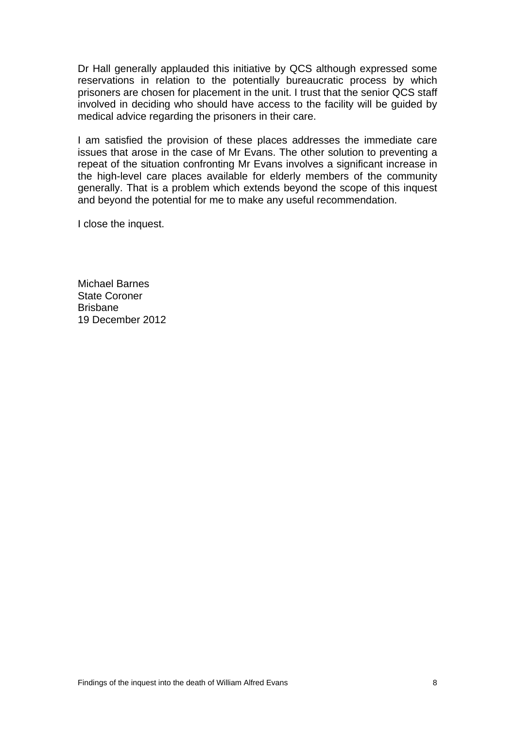Dr Hall generally applauded this initiative by QCS although expressed some reservations in relation to the potentially bureaucratic process by which prisoners are chosen for placement in the unit. I trust that the senior QCS staff involved in deciding who should have access to the facility will be guided by medical advice regarding the prisoners in their care.

I am satisfied the provision of these places addresses the immediate care issues that arose in the case of Mr Evans. The other solution to preventing a repeat of the situation confronting Mr Evans involves a significant increase in the high-level care places available for elderly members of the community generally. That is a problem which extends beyond the scope of this inquest and beyond the potential for me to make any useful recommendation.

I close the inquest.

Michael Barnes
State Coroner
Brisbane
19 December 2012